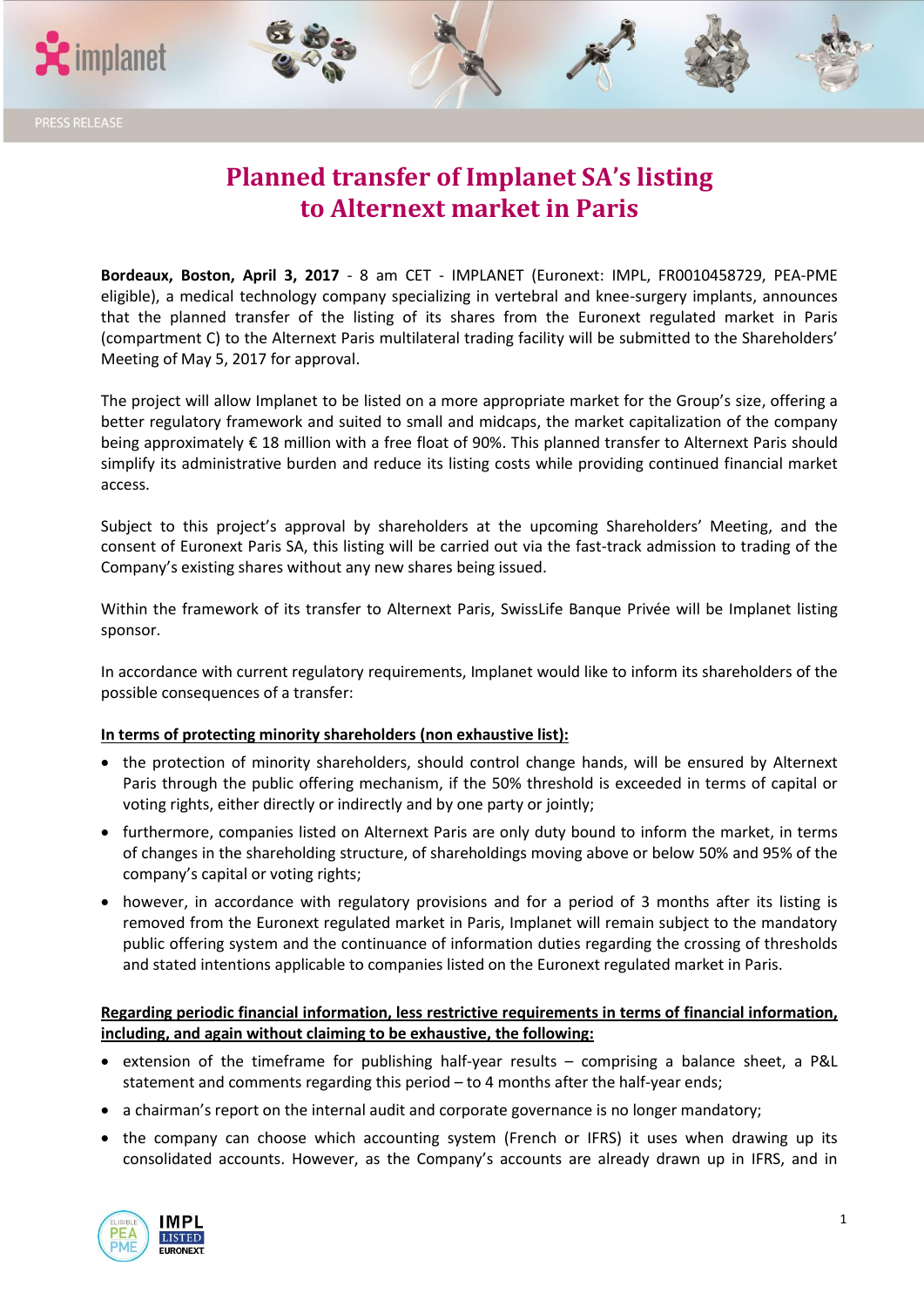PRESS RELEASE

# Planned transfer of Implanet SA's listing to Alternext market in Paris

**Bordeaux, Boston, April 3, 2017** - 8 am CET - IMPLANET (Euronext: IMPL, FR0010458729, PEA-PME eligible), a medical technology company specializing in vertebral and knee-surgery implants, announces that the planned transfer of the listing of its shares from the Euronext regulated market in Paris (compartment C) to the Alternext Paris multilateral trading facility will be submitted to the Shareholders' Meeting of May 5, 2017 for approval.

The project will allow Implanet to be listed on a more appropriate market for the Group's size, offering a better regulatory framework and suited to small and midcaps, the market capitalization of the company being approximately € 18 million with a free float of 90%. This planned transfer to Alternext Paris should simplify its administrative burden and reduce its listing costs while providing continued financial market access.

Subject to this project's approval by shareholders at the upcoming Shareholders' Meeting, and the consent of Euronext Paris SA, this listing will be carried out via the fast-track admission to trading of the Company's existing shares without any new shares being issued.

Within the framework of its transfer to Alternext Paris, SwissLife Banque Privée will be Implanet listing sponsor.

In accordance with current regulatory requirements, Implanet would like to inform its shareholders of the possible consequences of a transfer:

**In terms of protecting minority shareholders (non exhaustive list):**

- the protection of minority shareholders, should control change hands, will be ensured by Alternext Paris through the public offering mechanism, if the 50% threshold is exceeded in terms of capital or voting rights, either directly or indirectly and by one party or jointly;
- furthermore, companies listed on Alternext Paris are only duty bound to inform the market, in terms of changes in the shareholding structure, of shareholdings moving above or below 50% and 95% of the company's capital or voting rights;
- however, in accordance with regulatory provisions and for a period of 3 months after its listing is removed from the Euronext regulated market in Paris, Implanet will remain subject to the mandatory public offering system and the continuance of information duties regarding the crossing of thresholds and stated intentions applicable to companies listed on the Euronext regulated market in Paris.

**Regarding periodic financial information, less restrictive requirements in terms of financial information, including, and again without claiming to be exhaustive, the following:**

- extension of the timeframe for publishing half-year results – comprising a balance sheet, a P&L statement and comments regarding this period – to 4 months after the half-year ends;
- a chairman's report on the internal audit and corporate governance is no longer mandatory;
- the company can choose which accounting system (French or IFRS) it uses when drawing up its consolidated accounts. However, as the Company's accounts are already drawn up in IFRS, and in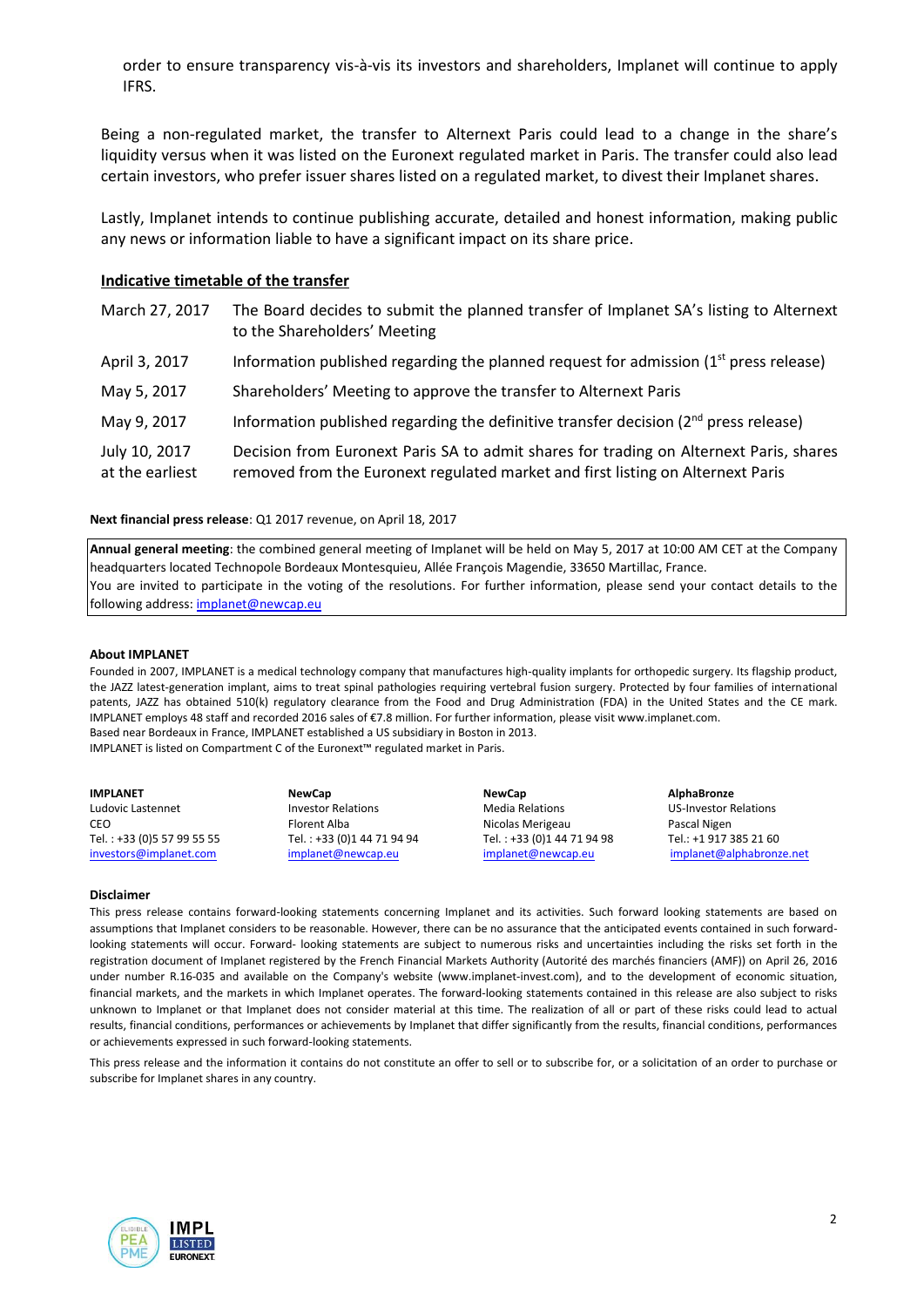order to ensure transparency vis-à-vis its investors and shareholders, Implanet will continue to apply IFRS.

Being a non-regulated market, the transfer to Alternext Paris could lead to a change in the share's liquidity versus when it was listed on the Euronext regulated market in Paris. The transfer could also lead certain investors, who prefer issuer shares listed on a regulated market, to divest their Implanet shares.

Lastly, Implanet intends to continue publishing accurate, detailed and honest information, making public any news or information liable to have a significant impact on its share price.

## Indicative timetable of the transfer

| | |
|---|---|
| March 27, 2017 | The Board decides to submit the planned transfer of Implanet SA's listing to Alternext to the Shareholders' Meeting |
| April 3, 2017 | Information published regarding the planned request for admission (1st press release) |
| May 5, 2017 | Shareholders' Meeting to approve the transfer to Alternext Paris |
| May 9, 2017 | Information published regarding the definitive transfer decision (2nd press release) |
| July 10, 2017 at the earliest | Decision from Euronext Paris SA to admit shares for trading on Alternext Paris, shares removed from the Euronext regulated market and first listing on Alternext Paris |

**Next financial press release**: Q1 2017 revenue, on April 18, 2017

**Annual general meeting**: the combined general meeting of Implanet will be held on May 5, 2017 at 10:00 AM CET at the Company headquarters located Technopole Bordeaux Montesquieu, Allée François Magendie, 33650 Martillac, France.
You are invited to participate in the voting of the resolutions. For further information, please send your contact details to the following address: implanet@newcap.eu

**About IMPLANET**

Founded in 2007, IMPLANET is a medical technology company that manufactures high-quality implants for orthopedic surgery. Its flagship product, the JAZZ latest-generation implant, aims to treat spinal pathologies requiring vertebral fusion surgery. Protected by four families of international patents, JAZZ has obtained 510(k) regulatory clearance from the Food and Drug Administration (FDA) in the United States and the CE mark. IMPLANET employs 48 staff and recorded 2016 sales of €7.8 million. For further information, please visit www.implanet.com.
Based near Bordeaux in France, IMPLANET established a US subsidiary in Boston in 2013.
IMPLANET is listed on Compartment C of the Euronext™ regulated market in Paris.

**IMPLANET**
Ludovic Lastennet
CEO
Tel. : +33 (0)5 57 99 55 55
investors@implanet.com

**NewCap**
Investor Relations
Florent Alba
Tel. : +33 (0)1 44 71 94 94
implanet@newcap.eu

**NewCap**
Media Relations
Nicolas Merigeau
Tel. : +33 (0)1 44 71 94 98
implanet@newcap.eu

**AlphaBronze**
US-Investor Relations
Pascal Nigen
Tel.: +1 917 385 21 60
implanet@alphabronze.net

**Disclaimer**

This press release contains forward-looking statements concerning Implanet and its activities. Such forward looking statements are based on assumptions that Implanet considers to be reasonable. However, there can be no assurance that the anticipated events contained in such forward-looking statements will occur. Forward- looking statements are subject to numerous risks and uncertainties including the risks set forth in the registration document of Implanet registered by the French Financial Markets Authority (Autorité des marchés financiers (AMF)) on April 26, 2016 under number R.16-035 and available on the Company's website (www.implanet-invest.com), and to the development of economic situation, financial markets, and the markets in which Implanet operates. The forward-looking statements contained in this release are also subject to risks unknown to Implanet or that Implanet does not consider material at this time. The realization of all or part of these risks could lead to actual results, financial conditions, performances or achievements by Implanet that differ significantly from the results, financial conditions, performances or achievements expressed in such forward-looking statements.

This press release and the information it contains do not constitute an offer to sell or to subscribe for, or a solicitation of an order to purchase or subscribe for Implanet shares in any country.